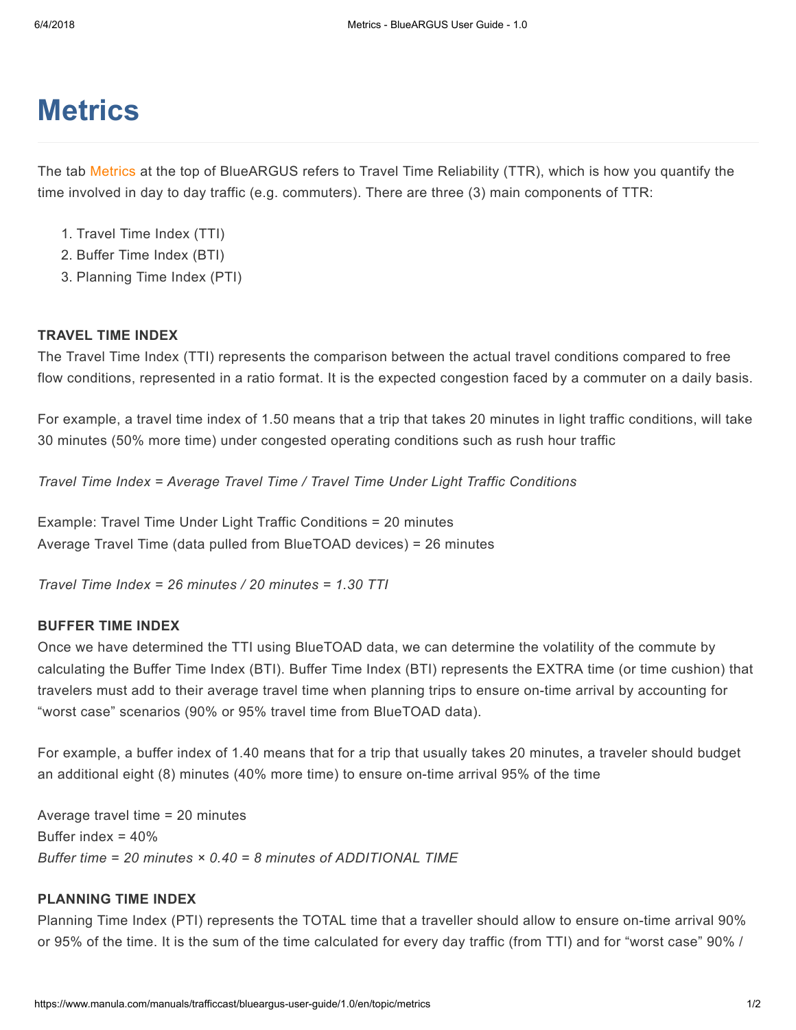# Metrics

The tab Metrics at the top of BlueARGUS refers to Travel Time Reliability (TTR), which is how you quantify the time involved in day to day traffic (e.g. commuters). There are three (3) main components of TTR:

1. Travel Time Index (TTI)
2. Buffer Time Index (BTI)
3. Planning Time Index (PTI)

**TRAVEL TIME INDEX**

The Travel Time Index (TTI) represents the comparison between the actual travel conditions compared to free flow conditions, represented in a ratio format. It is the expected congestion faced by a commuter on a daily basis.

For example, a travel time index of 1.50 means that a trip that takes 20 minutes in light traffic conditions, will take 30 minutes (50% more time) under congested operating conditions such as rush hour traffic

*Travel Time Index = Average Travel Time / Travel Time Under Light Traffic Conditions*

Example: Travel Time Under Light Traffic Conditions = 20 minutes
Average Travel Time (data pulled from BlueTOAD devices) = 26 minutes

*Travel Time Index = 26 minutes / 20 minutes = 1.30 TTI*

**BUFFER TIME INDEX**

Once we have determined the TTI using BlueTOAD data, we can determine the volatility of the commute by calculating the Buffer Time Index (BTI). Buffer Time Index (BTI) represents the EXTRA time (or time cushion) that travelers must add to their average travel time when planning trips to ensure on-time arrival by accounting for "worst case" scenarios (90% or 95% travel time from BlueTOAD data).

For example, a buffer index of 1.40 means that for a trip that usually takes 20 minutes, a traveler should budget an additional eight (8) minutes (40% more time) to ensure on-time arrival 95% of the time

Average travel time = 20 minutes
Buffer index = 40%
*Buffer time = 20 minutes × 0.40 = 8 minutes of ADDITIONAL TIME*

**PLANNING TIME INDEX**

Planning Time Index (PTI) represents the TOTAL time that a traveller should allow to ensure on-time arrival 90% or 95% of the time. It is the sum of the time calculated for every day traffic (from TTI) and for "worst case" 90% /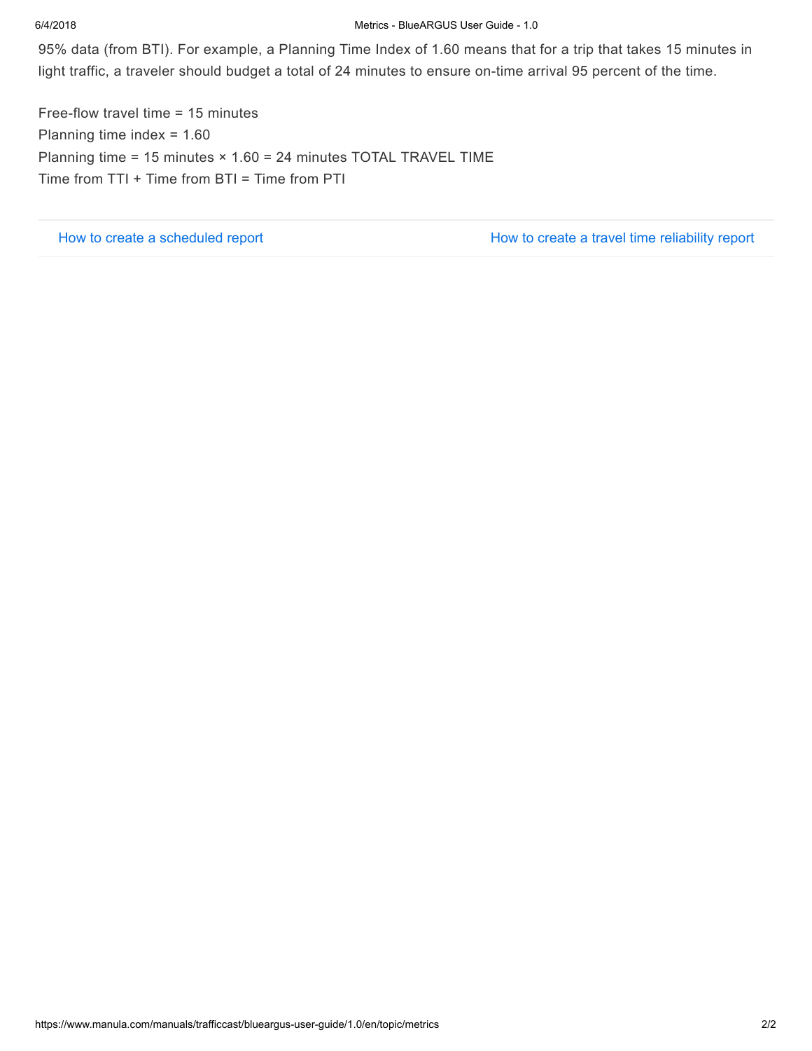95% data (from BTI). For example, a Planning Time Index of 1.60 means that for a trip that takes 15 minutes in light traffic, a traveler should budget a total of 24 minutes to ensure on-time arrival 95 percent of the time.

Free-flow travel time = 15 minutes
Planning time index = 1.60
Planning time = 15 minutes × 1.60 = 24 minutes TOTAL TRAVEL TIME
Time from TTI + Time from BTI = Time from PTI

How to create a scheduled report | How to create a travel time reliability report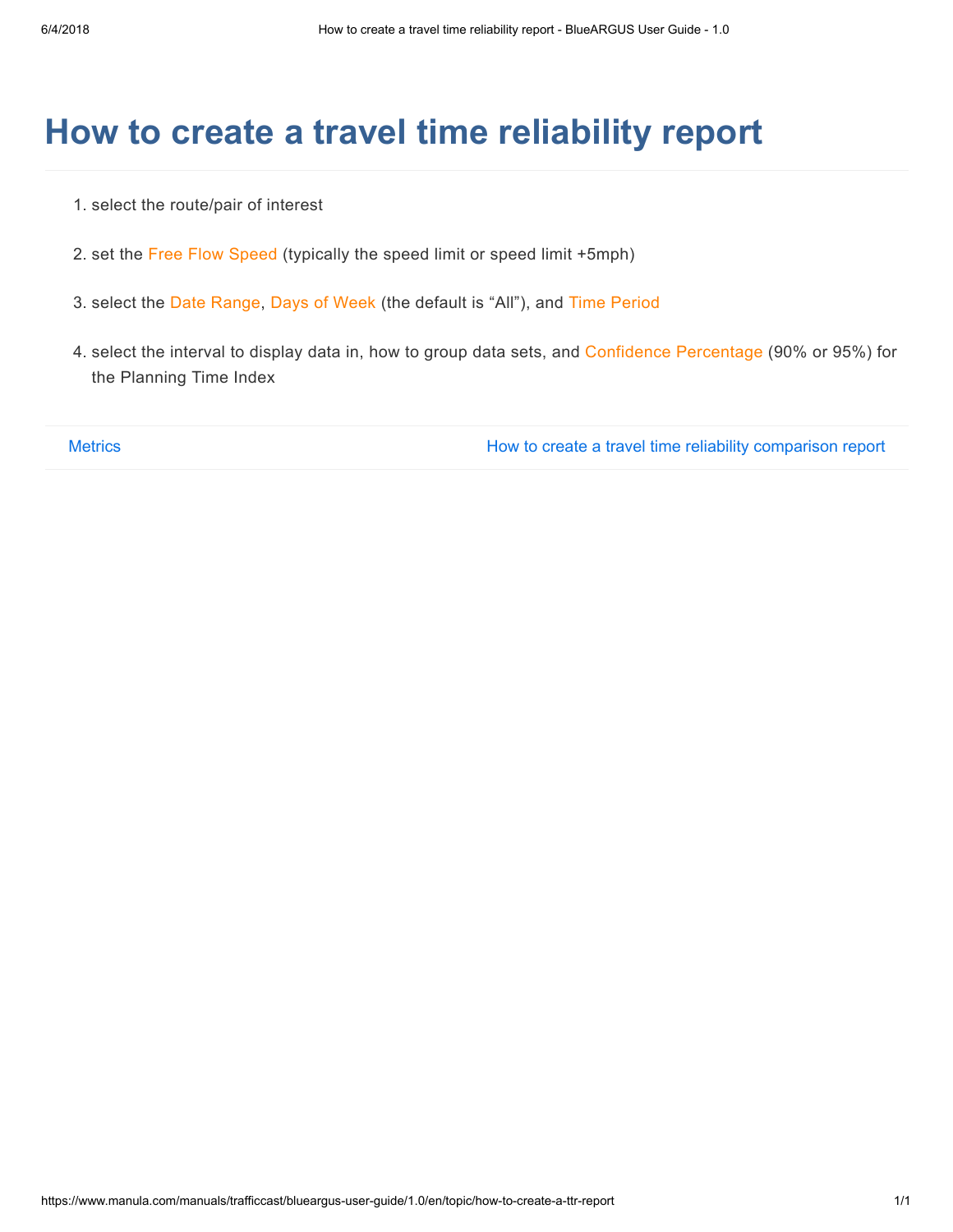# How to create a travel time reliability report

1. select the route/pair of interest
2. set the Free Flow Speed (typically the speed limit or speed limit +5mph)
3. select the Date Range, Days of Week (the default is “All”), and Time Period
4. select the interval to display data in, how to group data sets, and Confidence Percentage (90% or 95%) for the Planning Time Index

Metrics

How to create a travel time reliability comparison report